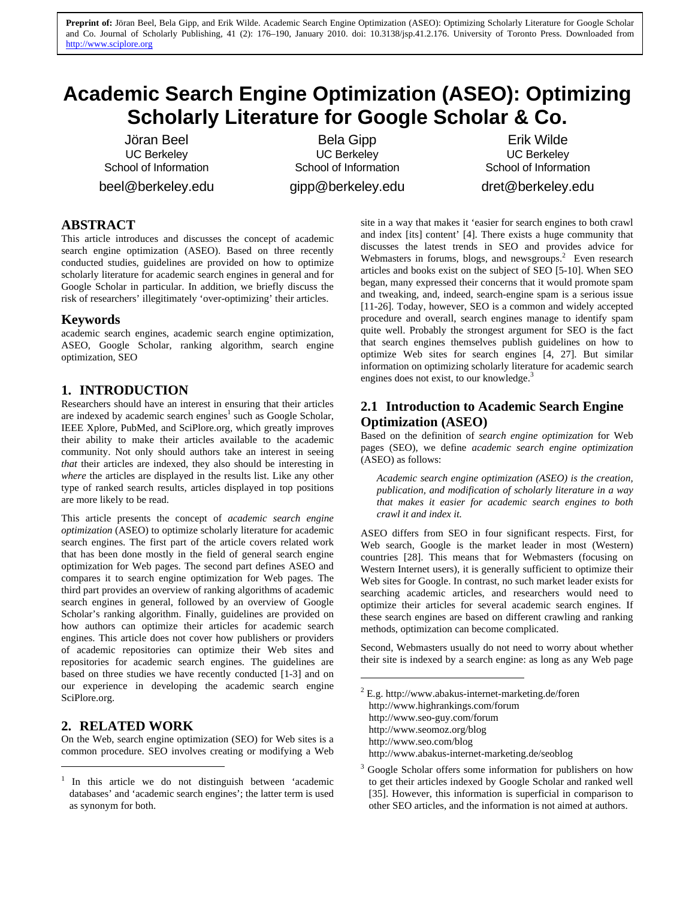**Preprint of:** Jöran Beel, Bela Gipp, and Erik Wilde. Academic Search Engine Optimization (ASEO): Optimizing Scholarly Literature for Google Scholar and Co. Journal of Scholarly Publishing, 41 (2): 176–190, January 2010. doi: 10.3138/jsp.41.2.176. University of Toronto Press. Downloaded from http://www.sciplore.org

# Academic Search Engine Optimization (ASEO): Optimizing Scholarly Literature for Google Scholar & Co.

Jöran Beel
UC Berkeley
School of Information
beel@berkeley.edu

Bela Gipp
UC Berkeley
School of Information
gipp@berkeley.edu

Erik Wilde
UC Berkeley
School of Information
dret@berkeley.edu

## ABSTRACT

This article introduces and discusses the concept of academic search engine optimization (ASEO). Based on three recently conducted studies, guidelines are provided on how to optimize scholarly literature for academic search engines in general and for Google Scholar in particular. In addition, we briefly discuss the risk of researchers' illegitimately 'over-optimizing' their articles.

### Keywords

academic search engines, academic search engine optimization, ASEO, Google Scholar, ranking algorithm, search engine optimization, SEO

## 1. INTRODUCTION

Researchers should have an interest in ensuring that their articles are indexed by academic search engines[1] such as Google Scholar, IEEE Xplore, PubMed, and SciPlore.org, which greatly improves their ability to make their articles available to the academic community. Not only should authors take an interest in seeing *that* their articles are indexed, they also should be interesting in *where* the articles are displayed in the results list. Like any other type of ranked search results, articles displayed in top positions are more likely to be read.

This article presents the concept of *academic search engine optimization* (ASEO) to optimize scholarly literature for academic search engines. The first part of the article covers related work that has been done mostly in the field of general search engine optimization for Web pages. The second part defines ASEO and compares it to search engine optimization for Web pages. The third part provides an overview of ranking algorithms of academic search engines in general, followed by an overview of Google Scholar's ranking algorithm. Finally, guidelines are provided on how authors can optimize their articles for academic search engines. This article does not cover how publishers or providers of academic repositories can optimize their Web sites and repositories for academic search engines. The guidelines are based on three studies we have recently conducted [1-3] and on our experience in developing the academic search engine SciPlore.org.

## 2. RELATED WORK

On the Web, search engine optimization (SEO) for Web sites is a common procedure. SEO involves creating or modifying a Web site in a way that makes it 'easier for search engines to both crawl and index [its] content' [4]. There exists a huge community that discusses the latest trends in SEO and provides advice for Webmasters in forums, blogs, and newsgroups.[2] Even research articles and books exist on the subject of SEO [5-10]. When SEO began, many expressed their concerns that it would promote spam and tweaking, and, indeed, search-engine spam is a serious issue [11-26]. Today, however, SEO is a common and widely accepted procedure and overall, search engines manage to identify spam quite well. Probably the strongest argument for SEO is the fact that search engines themselves publish guidelines on how to optimize Web sites for search engines [4, 27]. But similar information on optimizing scholarly literature for academic search engines does not exist, to our knowledge.[3]

## 2.1 Introduction to Academic Search Engine Optimization (ASEO)

Based on the definition of *search engine optimization* for Web pages (SEO), we define *academic search engine optimization* (ASEO) as follows:

> *Academic search engine optimization (ASEO) is the creation, publication, and modification of scholarly literature in a way that makes it easier for academic search engines to both crawl it and index it.*

ASEO differs from SEO in four significant respects. First, for Web search, Google is the market leader in most (Western) countries [28]. This means that for Webmasters (focusing on Western Internet users), it is generally sufficient to optimize their Web sites for Google. In contrast, no such market leader exists for searching academic articles, and researchers would need to optimize their articles for several academic search engines. If these search engines are based on different crawling and ranking methods, optimization can become complicated.

Second, Webmasters usually do not need to worry about whether their site is indexed by a search engine: as long as any Web page

---

[1] In this article we do not distinguish between 'academic databases' and 'academic search engines'; the latter term is used as synonym for both.

[2] E.g. http://www.abakus-internet-marketing.de/foren
http://www.highrankings.com/forum
http://www.seo-guy.com/forum
http://www.seomoz.org/blog
http://www.seo.com/blog
http://www.abakus-internet-marketing.de/seoblog

[3] Google Scholar offers some information for publishers on how to get their articles indexed by Google Scholar and ranked well [35]. However, this information is superficial in comparison to other SEO articles, and the information is not aimed at authors.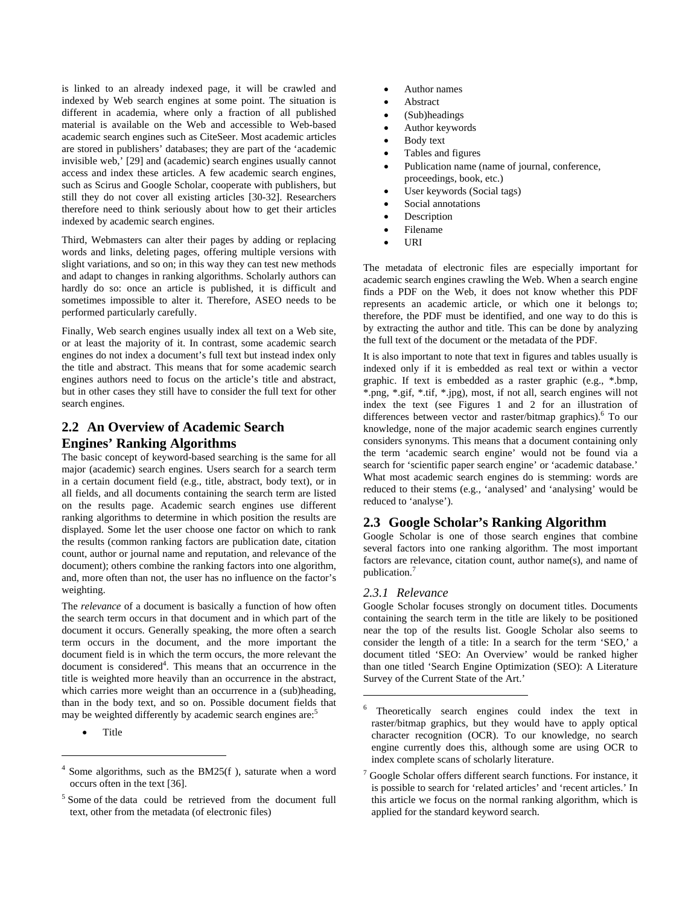is linked to an already indexed page, it will be crawled and indexed by Web search engines at some point. The situation is different in academia, where only a fraction of all published material is available on the Web and accessible to Web-based academic search engines such as CiteSeer. Most academic articles are stored in publishers' databases; they are part of the 'academic invisible web,' [29] and (academic) search engines usually cannot access and index these articles. A few academic search engines, such as Scirus and Google Scholar, cooperate with publishers, but still they do not cover all existing articles [30-32]. Researchers therefore need to think seriously about how to get their articles indexed by academic search engines.

Third, Webmasters can alter their pages by adding or replacing words and links, deleting pages, offering multiple versions with slight variations, and so on; in this way they can test new methods and adapt to changes in ranking algorithms. Scholarly authors can hardly do so: once an article is published, it is difficult and sometimes impossible to alter it. Therefore, ASEO needs to be performed particularly carefully.

Finally, Web search engines usually index all text on a Web site, or at least the majority of it. In contrast, some academic search engines do not index a document's full text but instead index only the title and abstract. This means that for some academic search engines authors need to focus on the article's title and abstract, but in other cases they still have to consider the full text for other search engines.

## 2.2 An Overview of Academic Search Engines' Ranking Algorithms

The basic concept of keyword-based searching is the same for all major (academic) search engines. Users search for a search term in a certain document field (e.g., title, abstract, body text), or in all fields, and all documents containing the search term are listed on the results page. Academic search engines use different ranking algorithms to determine in which position the results are displayed. Some let the user choose one factor on which to rank the results (common ranking factors are publication date, citation count, author or journal name and reputation, and relevance of the document); others combine the ranking factors into one algorithm, and, more often than not, the user has no influence on the factor's weighting.

The *relevance* of a document is basically a function of how often the search term occurs in that document and in which part of the document it occurs. Generally speaking, the more often a search term occurs in the document, and the more important the document field is in which the term occurs, the more relevant the document is considered[4]. This means that an occurrence in the title is weighted more heavily than an occurrence in the abstract, which carries more weight than an occurrence in a (sub)heading, than in the body text, and so on. Possible document fields that may be weighted differently by academic search engines are:[5]

- Title
- Author names
- Abstract
- (Sub)headings
- Author keywords
- Body text
- Tables and figures
- Publication name (name of journal, conference, proceedings, book, etc.)
- User keywords (Social tags)
- Social annotations
- Description
- Filename
- URI

The metadata of electronic files are especially important for academic search engines crawling the Web. When a search engine finds a PDF on the Web, it does not know whether this PDF represents an academic article, or which one it belongs to; therefore, the PDF must be identified, and one way to do this is by extracting the author and title. This can be done by analyzing the full text of the document or the metadata of the PDF.

It is also important to note that text in figures and tables usually is indexed only if it is embedded as real text or within a vector graphic. If text is embedded as a raster graphic (e.g., *.bmp, *.png, *.tif, *.jpg), most, if not all, search engines will not index the text (see Figures 1 and 2 for an illustration of differences between vector and raster/bitmap graphics).[6] To our knowledge, none of the major academic search engines currently considers synonyms. This means that a document containing only the term 'academic search engine' would not be found via a search for 'scientific paper search engine' or 'academic database.' What most academic search engines do is stemming: words are reduced to their stems (e.g., 'analysed' and 'analysing' would be reduced to 'analyse').

## 2.3 Google Scholar's Ranking Algorithm

Google Scholar is one of those search engines that combine several factors into one ranking algorithm. The most important factors are relevance, citation count, author name(s), and name of publication.[7]

### 2.3.1 Relevance

Google Scholar focuses strongly on document titles. Documents containing the search term in the title are likely to be positioned near the top of the results list. Google Scholar also seems to consider the length of a title: In a search for the term 'SEO,' a document titled 'SEO: An Overview' would be ranked higher than one titled 'Search Engine Optimization (SEO): A Literature Survey of the Current State of the Art.'

---

[4] Some algorithms, such as the BM25(f ), saturate when a word occurs often in the text [36].

[5] Some of the data could be retrieved from the document full text, other from the metadata (of electronic files)

[6] Theoretically search engines could index the text in raster/bitmap graphics, but they would have to apply optical character recognition (OCR). To our knowledge, no search engine currently does this, although some are using OCR to index complete scans of scholarly literature.

[7] Google Scholar offers different search functions. For instance, it is possible to search for 'related articles' and 'recent articles.' In this article we focus on the normal ranking algorithm, which is applied for the standard keyword search.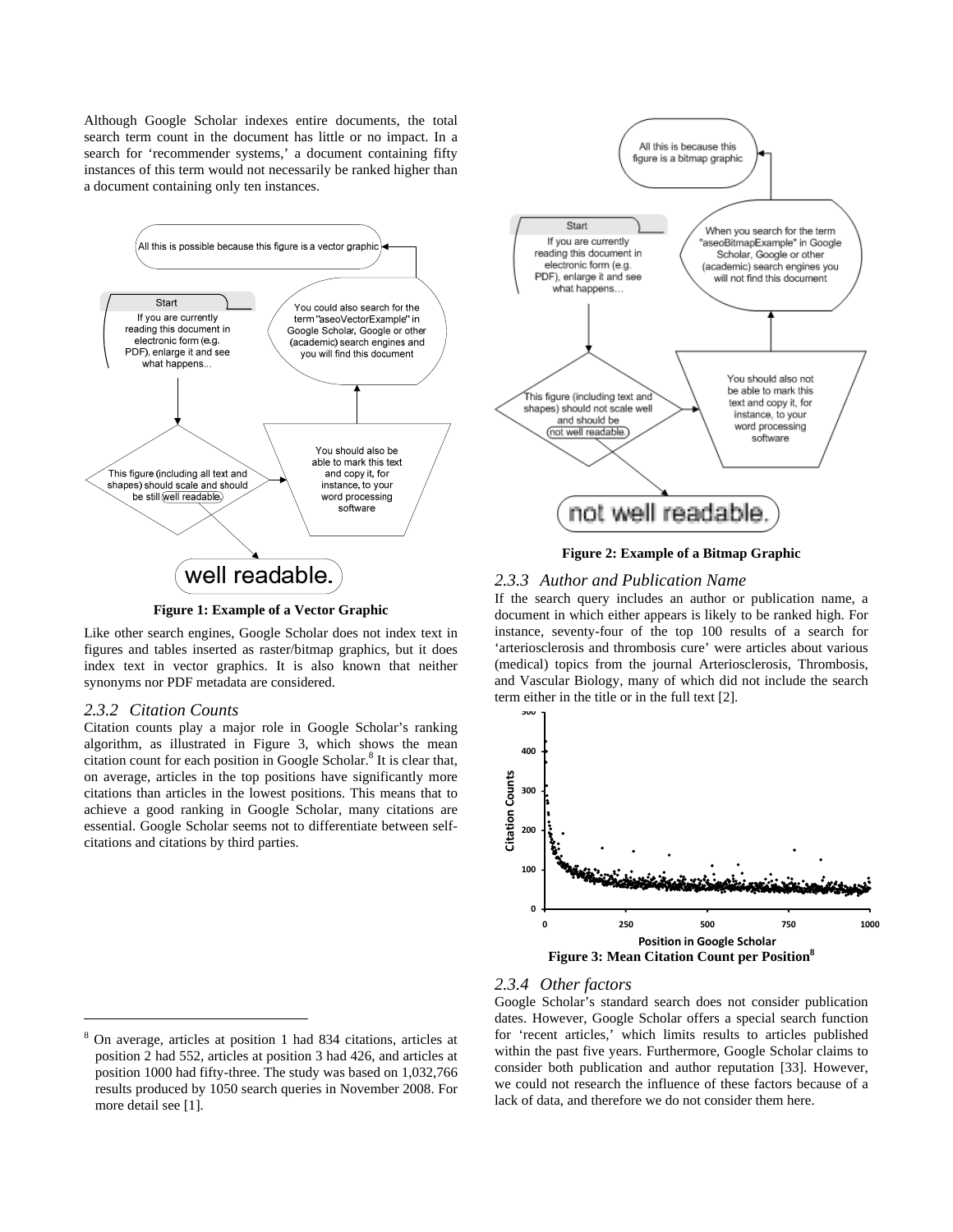Although Google Scholar indexes entire documents, the total search term count in the document has little or no impact. In a search for 'recommender systems,' a document containing fifty instances of this term would not necessarily be ranked higher than a document containing only ten instances.

All this is possible because this figure is a vector graphic

Start

If you are currently reading this document in electronic form (e.g. PDF), enlarge it and see what happens...

You could also search for the term "aseoVectorExample" in Google Scholar, Google or other (academic) search engines and you will find this document

This figure (including all text and shapes) should scale and should be still well readable.

You should also be able to mark this text and copy it, for instance, to your word processing software

well readable.

**Figure 1: Example of a Vector Graphic**

Like other search engines, Google Scholar does not index text in figures and tables inserted as raster/bitmap graphics, but it does index text in vector graphics. It is also known that neither synonyms nor PDF metadata are considered.

### 2.3.2 Citation Counts

Citation counts play a major role in Google Scholar's ranking algorithm, as illustrated in Figure 3, which shows the mean citation count for each position in Google Scholar.[8] It is clear that, on average, articles in the top positions have significantly more citations than articles in the lowest positions. This means that to achieve a good ranking in Google Scholar, many citations are essential. Google Scholar seems not to differentiate between self-citations and citations by third parties.

**Figure 2: Example of a Bitmap Graphic**

### 2.3.3 Author and Publication Name

If the search query includes an author or publication name, a document in which either appears is likely to be ranked high. For instance, seventy-four of the top 100 results of a search for 'arteriosclerosis and thrombosis cure' were articles about various (medical) topics from the journal Arteriosclerosis, Thrombosis, and Vascular Biology, many of which did not include the search term either in the title or in the full text [2].

**Figure 3: Mean Citation Count per Position[8]**

### 2.3.4 Other factors

Google Scholar's standard search does not consider publication dates. However, Google Scholar offers a special search function for 'recent articles,' which limits results to articles published within the past five years. Furthermore, Google Scholar claims to consider both publication and author reputation [33]. However, we could not research the influence of these factors because of a lack of data, and therefore we do not consider them here.

---

[8] On average, articles at position 1 had 834 citations, articles at position 2 had 552, articles at position 3 had 426, and articles at position 1000 had fifty-three. The study was based on 1,032,766 results produced by 1050 search queries in November 2008. For more detail see [1].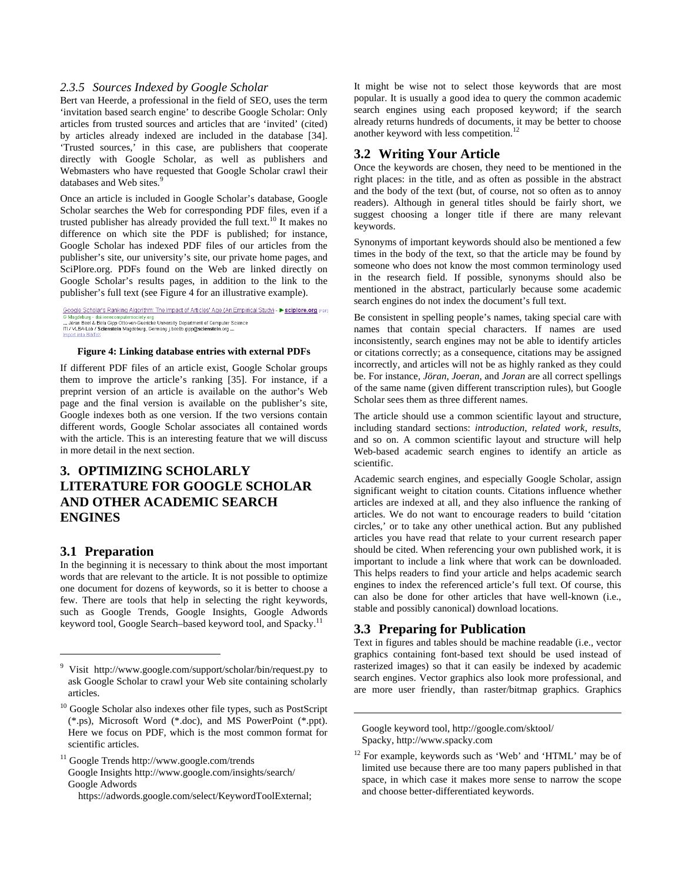### 2.3.5 Sources Indexed by Google Scholar

Bert van Heerde, a professional in the field of SEO, uses the term 'invitation based search engine' to describe Google Scholar: Only articles from trusted sources and articles that are 'invited' (cited) by articles already indexed are included in the database [34]. 'Trusted sources,' in this case, are publishers that cooperate directly with Google Scholar, as well as publishers and Webmasters who have requested that Google Scholar crawl their databases and Web sites.[9]

Once an article is included in Google Scholar's database, Google Scholar searches the Web for corresponding PDF files, even if a trusted publisher has already provided the full text.[10] It makes no difference on which site the PDF is published; for instance, Google Scholar has indexed PDF files of our articles from the publisher's site, our university's site, our private home pages, and SciPlore.org. PDFs found on the Web are linked directly on Google Scholar's results pages, in addition to the link to the publisher's full text (see Figure 4 for an illustrative example).

Google Scholar's Ranking Algorithm: The Impact of Articles' Age (An Empirical Study) - ► sciplore.org [PDF]
G Magdeburg - doi.ieeecomputersociety.org
... Jöran Beel & Bela Gipp Otto-von-Guericke University Department of Computer Science ITI / VLBA-Lab / Scienstein Magdeburg, Germany j.beel|b.gipp@scienstein.org ...
Import into BibTeX

**Figure 4: Linking database entries with external PDFs**

If different PDF files of an article exist, Google Scholar groups them to improve the article's ranking [35]. For instance, if a preprint version of an article is available on the author's Web page and the final version is available on the publisher's site, Google indexes both as one version. If the two versions contain different words, Google Scholar associates all contained words with the article. This is an interesting feature that we will discuss in more detail in the next section.

## 3. OPTIMIZING SCHOLARLY LITERATURE FOR GOOGLE SCHOLAR AND OTHER ACADEMIC SEARCH ENGINES

### 3.1 Preparation

In the beginning it is necessary to think about the most important words that are relevant to the article. It is not possible to optimize one document for dozens of keywords, so it is better to choose a few. There are tools that help in selecting the right keywords, such as Google Trends, Google Insights, Google Adwords keyword tool, Google Search–based keyword tool, and Spacky.[11] It might be wise not to select those keywords that are most popular. It is usually a good idea to query the common academic search engines using each proposed keyword; if the search already returns hundreds of documents, it may be better to choose another keyword with less competition.[12]

### 3.2 Writing Your Article

Once the keywords are chosen, they need to be mentioned in the right places: in the title, and as often as possible in the abstract and the body of the text (but, of course, not so often as to annoy readers). Although in general titles should be fairly short, we suggest choosing a longer title if there are many relevant keywords.

Synonyms of important keywords should also be mentioned a few times in the body of the text, so that the article may be found by someone who does not know the most common terminology used in the research field. If possible, synonyms should also be mentioned in the abstract, particularly because some academic search engines do not index the document's full text.

Be consistent in spelling people's names, taking special care with names that contain special characters. If names are used inconsistently, search engines may not be able to identify articles or citations correctly; as a consequence, citations may be assigned incorrectly, and articles will not be as highly ranked as they could be. For instance, *Jöran*, *Joeran*, and *Joran* are all correct spellings of the same name (given different transcription rules), but Google Scholar sees them as three different names.

The article should use a common scientific layout and structure, including standard sections: *introduction*, *related work*, *results*, and so on. A common scientific layout and structure will help Web-based academic search engines to identify an article as scientific.

Academic search engines, and especially Google Scholar, assign significant weight to citation counts. Citations influence whether articles are indexed at all, and they also influence the ranking of articles. We do not want to encourage readers to build 'citation circles,' or to take any other unethical action. But any published articles you have read that relate to your current research paper should be cited. When referencing your own published work, it is important to include a link where that work can be downloaded. This helps readers to find your article and helps academic search engines to index the referenced article's full text. Of course, this can also be done for other articles that have well-known (i.e., stable and possibly canonical) download locations.

### 3.3 Preparing for Publication

Text in figures and tables should be machine readable (i.e., vector graphics containing font-based text should be used instead of rasterized images) so that it can easily be indexed by academic search engines. Vector graphics also look more professional, and are more user friendly, than raster/bitmap graphics. Graphics

---

[9] Visit http://www.google.com/support/scholar/bin/request.py to ask Google Scholar to crawl your Web site containing scholarly articles.

[10] Google Scholar also indexes other file types, such as PostScript (*.ps), Microsoft Word (*.doc), and MS PowerPoint (*.ppt). Here we focus on PDF, which is the most common format for scientific articles.

[11] Google Trends http://www.google.com/trends
Google Insights http://www.google.com/insights/search/
Google Adwords https://adwords.google.com/select/KeywordToolExternal;
Google keyword tool, http://google.com/sktool/
Spacky, http://www.spacky.com

[12] For example, keywords such as 'Web' and 'HTML' may be of limited use because there are too many papers published in that space, in which case it makes more sense to narrow the scope and choose better-differentiated keywords.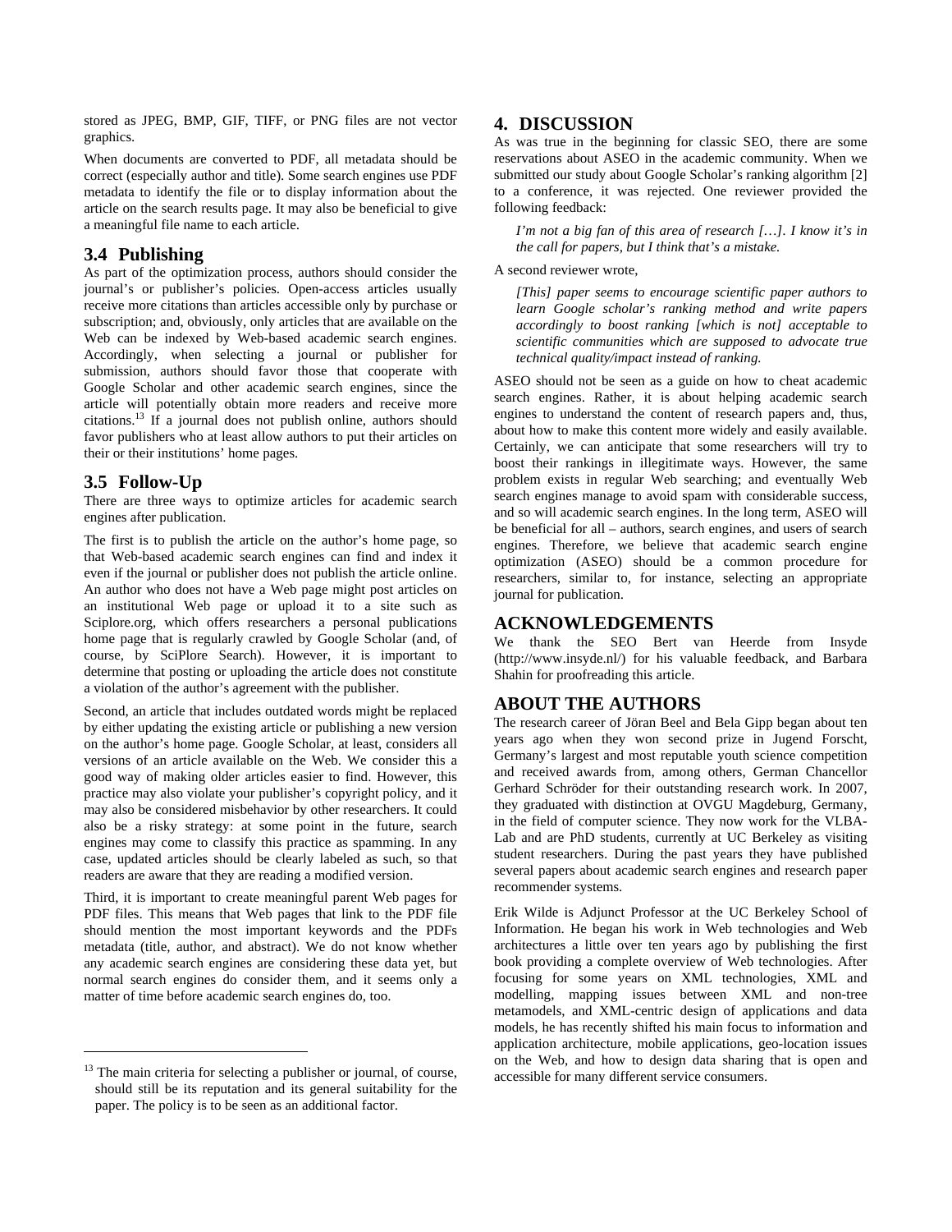stored as JPEG, BMP, GIF, TIFF, or PNG files are not vector graphics.

When documents are converted to PDF, all metadata should be correct (especially author and title). Some search engines use PDF metadata to identify the file or to display information about the article on the search results page. It may also be beneficial to give a meaningful file name to each article.

### 3.4 Publishing

As part of the optimization process, authors should consider the journal's or publisher's policies. Open-access articles usually receive more citations than articles accessible only by purchase or subscription; and, obviously, only articles that are available on the Web can be indexed by Web-based academic search engines. Accordingly, when selecting a journal or publisher for submission, authors should favor those that cooperate with Google Scholar and other academic search engines, since the article will potentially obtain more readers and receive more citations.[13] If a journal does not publish online, authors should favor publishers who at least allow authors to put their articles on their or their institutions' home pages.

### 3.5 Follow-Up

There are three ways to optimize articles for academic search engines after publication.

The first is to publish the article on the author's home page, so that Web-based academic search engines can find and index it even if the journal or publisher does not publish the article online. An author who does not have a Web page might post articles on an institutional Web page or upload it to a site such as Sciplore.org, which offers researchers a personal publications home page that is regularly crawled by Google Scholar (and, of course, by SciPlore Search). However, it is important to determine that posting or uploading the article does not constitute a violation of the author's agreement with the publisher.

Second, an article that includes outdated words might be replaced by either updating the existing article or publishing a new version on the author's home page. Google Scholar, at least, considers all versions of an article available on the Web. We consider this a good way of making older articles easier to find. However, this practice may also violate your publisher's copyright policy, and it may also be considered misbehavior by other researchers. It could also be a risky strategy: at some point in the future, search engines may come to classify this practice as spamming. In any case, updated articles should be clearly labeled as such, so that readers are aware that they are reading a modified version.

Third, it is important to create meaningful parent Web pages for PDF files. This means that Web pages that link to the PDF file should mention the most important keywords and the PDFs metadata (title, author, and abstract). We do not know whether any academic search engines are considering these data yet, but normal search engines do consider them, and it seems only a matter of time before academic search engines do, too.

[13] The main criteria for selecting a publisher or journal, of course, should still be its reputation and its general suitability for the paper. The policy is to be seen as an additional factor.

## 4. DISCUSSION

As was true in the beginning for classic SEO, there are some reservations about ASEO in the academic community. When we submitted our study about Google Scholar's ranking algorithm [2] to a conference, it was rejected. One reviewer provided the following feedback:

> *I'm not a big fan of this area of research […]. I know it's in the call for papers, but I think that's a mistake.*

A second reviewer wrote,

> *[This] paper seems to encourage scientific paper authors to learn Google scholar's ranking method and write papers accordingly to boost ranking [which is not] acceptable to scientific communities which are supposed to advocate true technical quality/impact instead of ranking.*

ASEO should not be seen as a guide on how to cheat academic search engines. Rather, it is about helping academic search engines to understand the content of research papers and, thus, about how to make this content more widely and easily available. Certainly, we can anticipate that some researchers will try to boost their rankings in illegitimate ways. However, the same problem exists in regular Web searching; and eventually Web search engines manage to avoid spam with considerable success, and so will academic search engines. In the long term, ASEO will be beneficial for all – authors, search engines, and users of search engines. Therefore, we believe that academic search engine optimization (ASEO) should be a common procedure for researchers, similar to, for instance, selecting an appropriate journal for publication.

## ACKNOWLEDGEMENTS

We thank the SEO Bert van Heerde from Insyde (http://www.insyde.nl/) for his valuable feedback, and Barbara Shahin for proofreading this article.

## ABOUT THE AUTHORS

The research career of Jöran Beel and Bela Gipp began about ten years ago when they won second prize in Jugend Forscht, Germany's largest and most reputable youth science competition and received awards from, among others, German Chancellor Gerhard Schröder for their outstanding research work. In 2007, they graduated with distinction at OVGU Magdeburg, Germany, in the field of computer science. They now work for the VLBA-Lab and are PhD students, currently at UC Berkeley as visiting student researchers. During the past years they have published several papers about academic search engines and research paper recommender systems.

Erik Wilde is Adjunct Professor at the UC Berkeley School of Information. He began his work in Web technologies and Web architectures a little over ten years ago by publishing the first book providing a complete overview of Web technologies. After focusing for some years on XML technologies, XML and modelling, mapping issues between XML and non-tree metamodels, and XML-centric design of applications and data models, he has recently shifted his main focus to information and application architecture, mobile applications, geo-location issues on the Web, and how to design data sharing that is open and accessible for many different service consumers.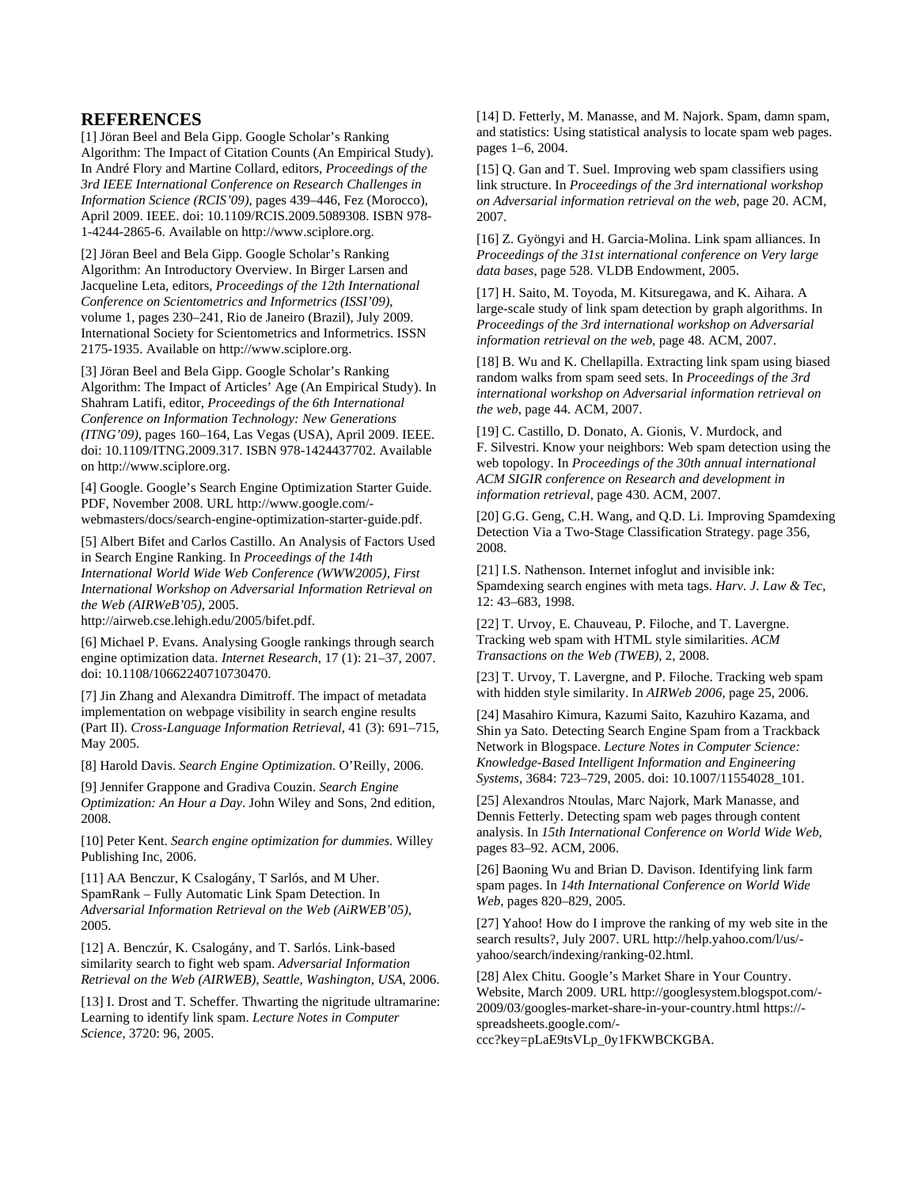## REFERENCES

[1] Jöran Beel and Bela Gipp. Google Scholar's Ranking Algorithm: The Impact of Citation Counts (An Empirical Study). In André Flory and Martine Collard, editors, *Proceedings of the 3rd IEEE International Conference on Research Challenges in Information Science (RCIS'09)*, pages 439–446, Fez (Morocco), April 2009. IEEE. doi: 10.1109/RCIS.2009.5089308. ISBN 978-1-4244-2865-6. Available on http://www.sciplore.org.

[2] Jöran Beel and Bela Gipp. Google Scholar's Ranking Algorithm: An Introductory Overview. In Birger Larsen and Jacqueline Leta, editors, *Proceedings of the 12th International Conference on Scientometrics and Informetrics (ISSI'09)*, volume 1, pages 230–241, Rio de Janeiro (Brazil), July 2009. International Society for Scientometrics and Informetrics. ISSN 2175-1935. Available on http://www.sciplore.org.

[3] Jöran Beel and Bela Gipp. Google Scholar's Ranking Algorithm: The Impact of Articles' Age (An Empirical Study). In Shahram Latifi, editor, *Proceedings of the 6th International Conference on Information Technology: New Generations (ITNG'09)*, pages 160–164, Las Vegas (USA), April 2009. IEEE. doi: 10.1109/ITNG.2009.317. ISBN 978-1424437702. Available on http://www.sciplore.org.

[4] Google. Google's Search Engine Optimization Starter Guide. PDF, November 2008. URL http://www.google.com/-webmasters/docs/search-engine-optimization-starter-guide.pdf.

[5] Albert Bifet and Carlos Castillo. An Analysis of Factors Used in Search Engine Ranking. In *Proceedings of the 14th International World Wide Web Conference (WWW2005), First International Workshop on Adversarial Information Retrieval on the Web (AIRWeB'05)*, 2005. http://airweb.cse.lehigh.edu/2005/bifet.pdf.

[6] Michael P. Evans. Analysing Google rankings through search engine optimization data. *Internet Research*, 17 (1): 21–37, 2007. doi: 10.1108/10662240710730470.

[7] Jin Zhang and Alexandra Dimitroff. The impact of metadata implementation on webpage visibility in search engine results (Part II). *Cross-Language Information Retrieval*, 41 (3): 691–715, May 2005.

[8] Harold Davis. *Search Engine Optimization*. O'Reilly, 2006.

[9] Jennifer Grappone and Gradiva Couzin. *Search Engine Optimization: An Hour a Day*. John Wiley and Sons, 2nd edition, 2008.

[10] Peter Kent. *Search engine optimization for dummies*. Willey Publishing Inc, 2006.

[11] AA Benczur, K Csalogány, T Sarlós, and M Uher. SpamRank – Fully Automatic Link Spam Detection. In *Adversarial Information Retrieval on the Web (AiRWEB'05)*, 2005.

[12] A. Benczúr, K. Csalogány, and T. Sarlós. Link-based similarity search to fight web spam. *Adversarial Information Retrieval on the Web (AIRWEB), Seattle, Washington, USA*, 2006.

[13] I. Drost and T. Scheffer. Thwarting the nigritude ultramarine: Learning to identify link spam. *Lecture Notes in Computer Science*, 3720: 96, 2005.

[14] D. Fetterly, M. Manasse, and M. Najork. Spam, damn spam, and statistics: Using statistical analysis to locate spam web pages. pages 1–6, 2004.

[15] Q. Gan and T. Suel. Improving web spam classifiers using link structure. In *Proceedings of the 3rd international workshop on Adversarial information retrieval on the web*, page 20. ACM, 2007.

[16] Z. Gyöngyi and H. Garcia-Molina. Link spam alliances. In *Proceedings of the 31st international conference on Very large data bases*, page 528. VLDB Endowment, 2005.

[17] H. Saito, M. Toyoda, M. Kitsuregawa, and K. Aihara. A large-scale study of link spam detection by graph algorithms. In *Proceedings of the 3rd international workshop on Adversarial information retrieval on the web*, page 48. ACM, 2007.

[18] B. Wu and K. Chellapilla. Extracting link spam using biased random walks from spam seed sets. In *Proceedings of the 3rd international workshop on Adversarial information retrieval on the web*, page 44. ACM, 2007.

[19] C. Castillo, D. Donato, A. Gionis, V. Murdock, and F. Silvestri. Know your neighbors: Web spam detection using the web topology. In *Proceedings of the 30th annual international ACM SIGIR conference on Research and development in information retrieval*, page 430. ACM, 2007.

[20] G.G. Geng, C.H. Wang, and Q.D. Li. Improving Spamdexing Detection Via a Two-Stage Classification Strategy. page 356, 2008.

[21] I.S. Nathenson. Internet infoglut and invisible ink: Spamdexing search engines with meta tags. *Harv. J. Law & Tec*, 12: 43–683, 1998.

[22] T. Urvoy, E. Chauveau, P. Filoche, and T. Lavergne. Tracking web spam with HTML style similarities. *ACM Transactions on the Web (TWEB)*, 2, 2008.

[23] T. Urvoy, T. Lavergne, and P. Filoche. Tracking web spam with hidden style similarity. In *AIRWeb 2006*, page 25, 2006.

[24] Masahiro Kimura, Kazumi Saito, Kazuhiro Kazama, and Shin ya Sato. Detecting Search Engine Spam from a Trackback Network in Blogspace. *Lecture Notes in Computer Science: Knowledge-Based Intelligent Information and Engineering Systems*, 3684: 723–729, 2005. doi: 10.1007/11554028_101.

[25] Alexandros Ntoulas, Marc Najork, Mark Manasse, and Dennis Fetterly. Detecting spam web pages through content analysis. In *15th International Conference on World Wide Web*, pages 83–92. ACM, 2006.

[26] Baoning Wu and Brian D. Davison. Identifying link farm spam pages. In *14th International Conference on World Wide Web*, pages 820–829, 2005.

[27] Yahoo! How do I improve the ranking of my web site in the search results?, July 2007. URL http://help.yahoo.com/l/us/-yahoo/search/indexing/ranking-02.html.

[28] Alex Chitu. Google's Market Share in Your Country. Website, March 2009. URL http://googlesystem.blogspot.com/-2009/03/googles-market-share-in-your-country.html https://-spreadsheets.google.com/-ccc?key=pLaE9tsVLp_0y1FKWBCKGBA.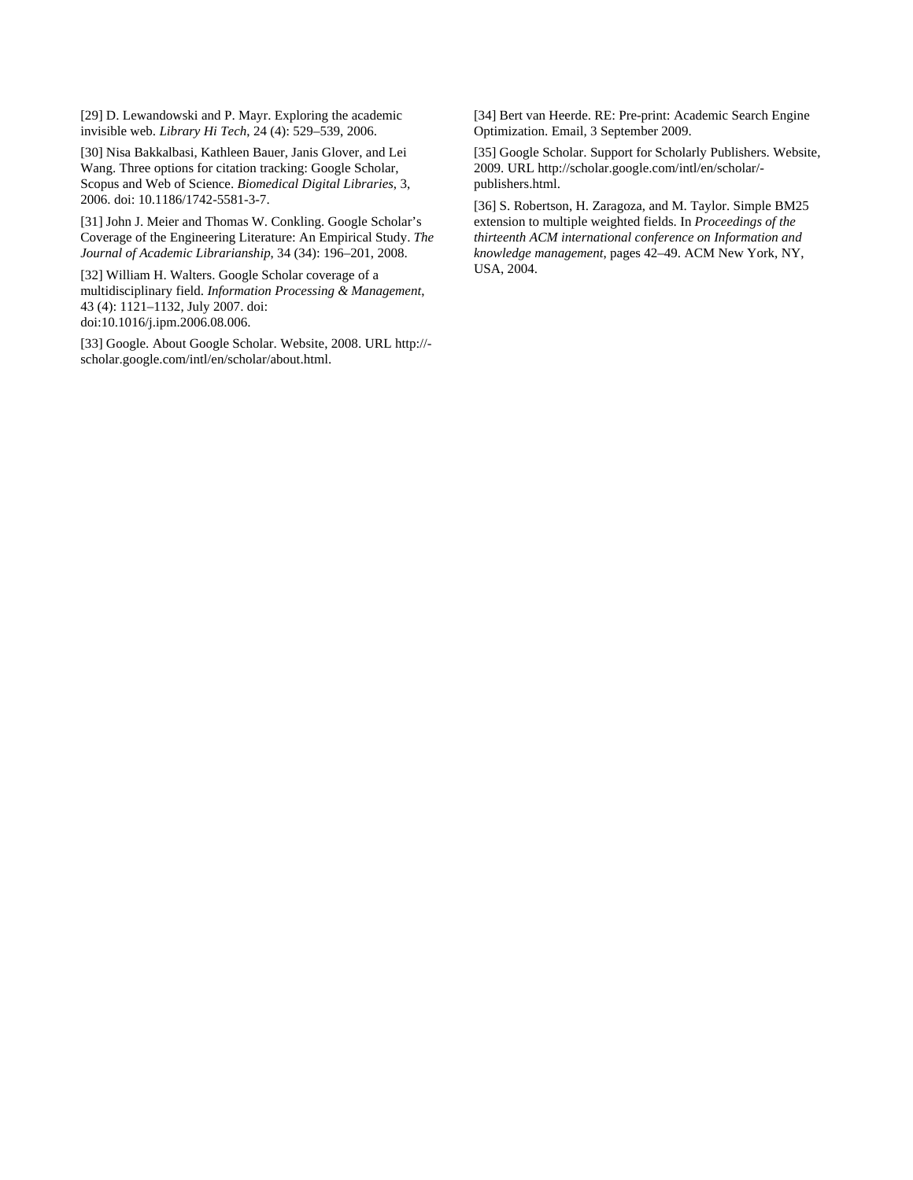[29] D. Lewandowski and P. Mayr. Exploring the academic invisible web. *Library Hi Tech*, 24 (4): 529–539, 2006.

[30] Nisa Bakkalbasi, Kathleen Bauer, Janis Glover, and Lei Wang. Three options for citation tracking: Google Scholar, Scopus and Web of Science. *Biomedical Digital Libraries*, 3, 2006. doi: 10.1186/1742-5581-3-7.

[31] John J. Meier and Thomas W. Conkling. Google Scholar's Coverage of the Engineering Literature: An Empirical Study. *The Journal of Academic Librarianship*, 34 (34): 196–201, 2008.

[32] William H. Walters. Google Scholar coverage of a multidisciplinary field. *Information Processing & Management*, 43 (4): 1121–1132, July 2007. doi: doi:10.1016/j.ipm.2006.08.006.

[33] Google. About Google Scholar. Website, 2008. URL http://-scholar.google.com/intl/en/scholar/about.html.

[34] Bert van Heerde. RE: Pre-print: Academic Search Engine Optimization. Email, 3 September 2009.

[35] Google Scholar. Support for Scholarly Publishers. Website, 2009. URL http://scholar.google.com/intl/en/scholar/-publishers.html.

[36] S. Robertson, H. Zaragoza, and M. Taylor. Simple BM25 extension to multiple weighted fields. In *Proceedings of the thirteenth ACM international conference on Information and knowledge management*, pages 42–49. ACM New York, NY, USA, 2004.